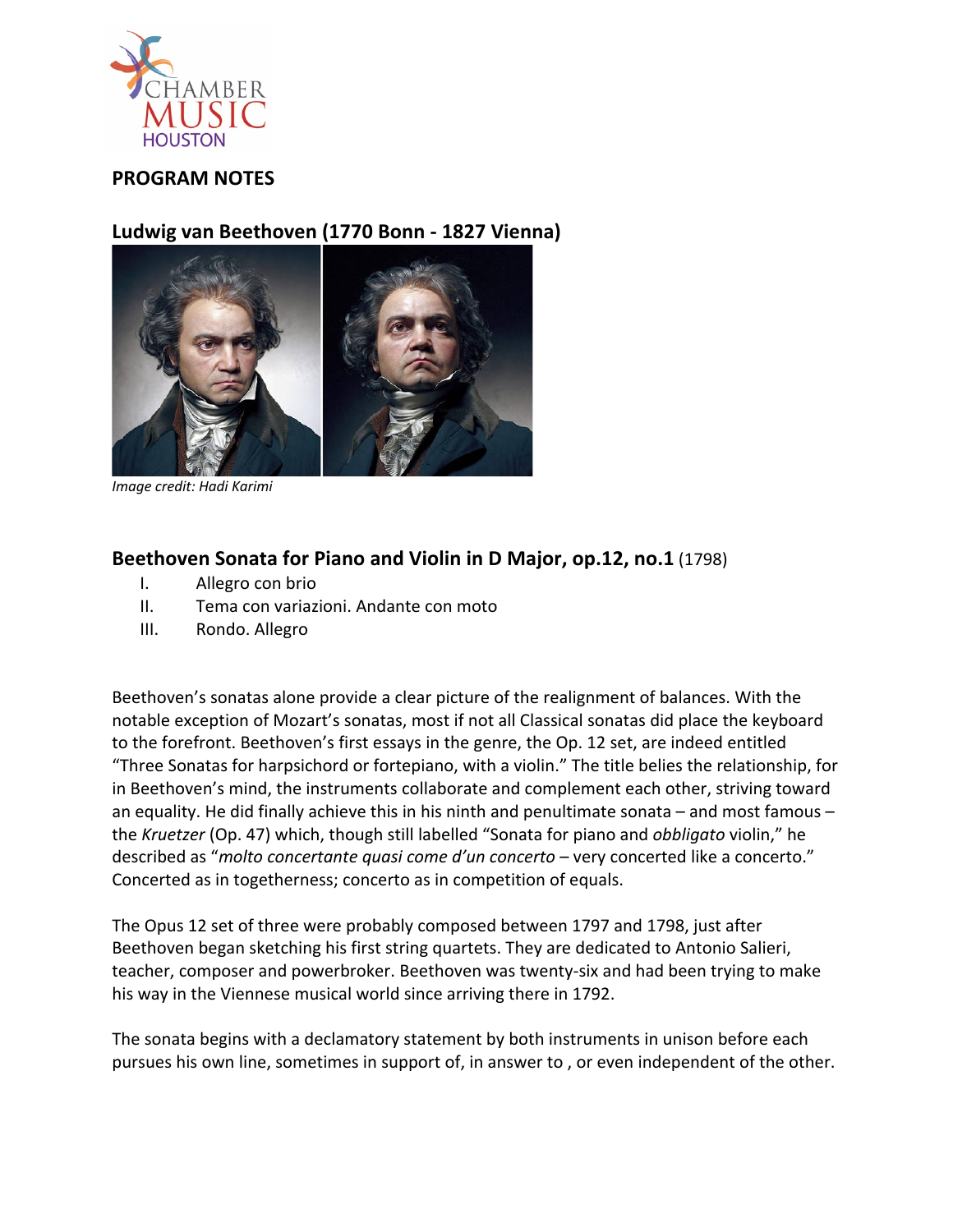CHAMBER MUSIC HOUSTON

## PROGRAM NOTES

## Ludwig van Beethoven (1770 Bonn - 1827 Vienna)

*Image credit: Hadi Karimi*

### Beethoven Sonata for Piano and Violin in D Major, op.12, no.1 (1798)

I. Allegro con brio
II. Tema con variazioni. Andante con moto
III. Rondo. Allegro

Beethoven's sonatas alone provide a clear picture of the realignment of balances. With the notable exception of Mozart's sonatas, most if not all Classical sonatas did place the keyboard to the forefront. Beethoven's first essays in the genre, the Op. 12 set, are indeed entitled "Three Sonatas for harpsichord or fortepiano, with a violin." The title belies the relationship, for in Beethoven's mind, the instruments collaborate and complement each other, striving toward an equality. He did finally achieve this in his ninth and penultimate sonata – and most famous – the *Kruetzer* (Op. 47) which, though still labelled "Sonata for piano and *obbligato* violin," he described as "*molto concertante quasi come d'un concerto* – very concerted like a concerto." Concerted as in togetherness; concerto as in competition of equals.

The Opus 12 set of three were probably composed between 1797 and 1798, just after Beethoven began sketching his first string quartets. They are dedicated to Antonio Salieri, teacher, composer and powerbroker. Beethoven was twenty-six and had been trying to make his way in the Viennese musical world since arriving there in 1792.

The sonata begins with a declamatory statement by both instruments in unison before each pursues his own line, sometimes in support of, in answer to , or even independent of the other.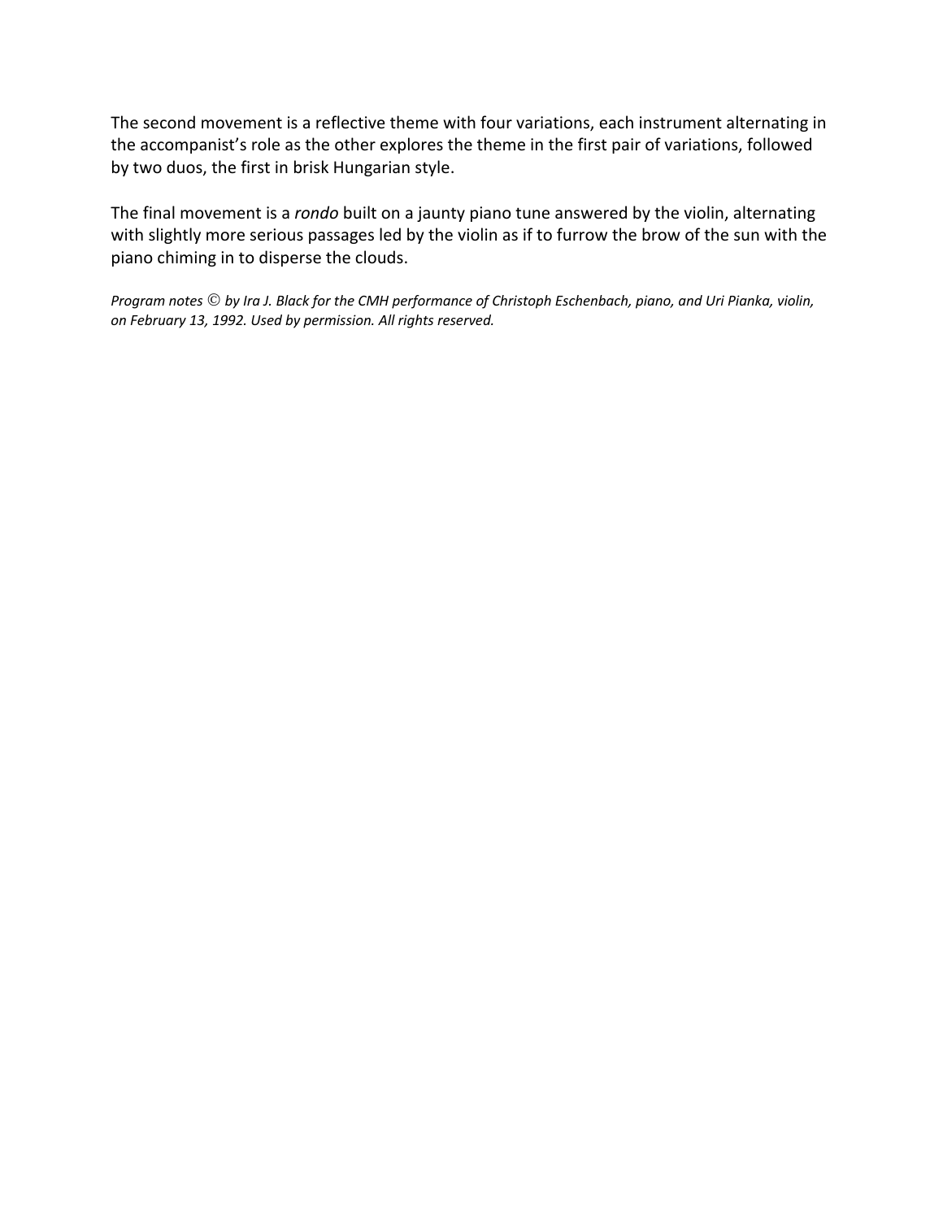The second movement is a reflective theme with four variations, each instrument alternating in the accompanist's role as the other explores the theme in the first pair of variations, followed by two duos, the first in brisk Hungarian style.

The final movement is a *rondo* built on a jaunty piano tune answered by the violin, alternating with slightly more serious passages led by the violin as if to furrow the brow of the sun with the piano chiming in to disperse the clouds.

*Program notes © by Ira J. Black for the CMH performance of Christoph Eschenbach, piano, and Uri Pianka, violin, on February 13, 1992. Used by permission. All rights reserved.*